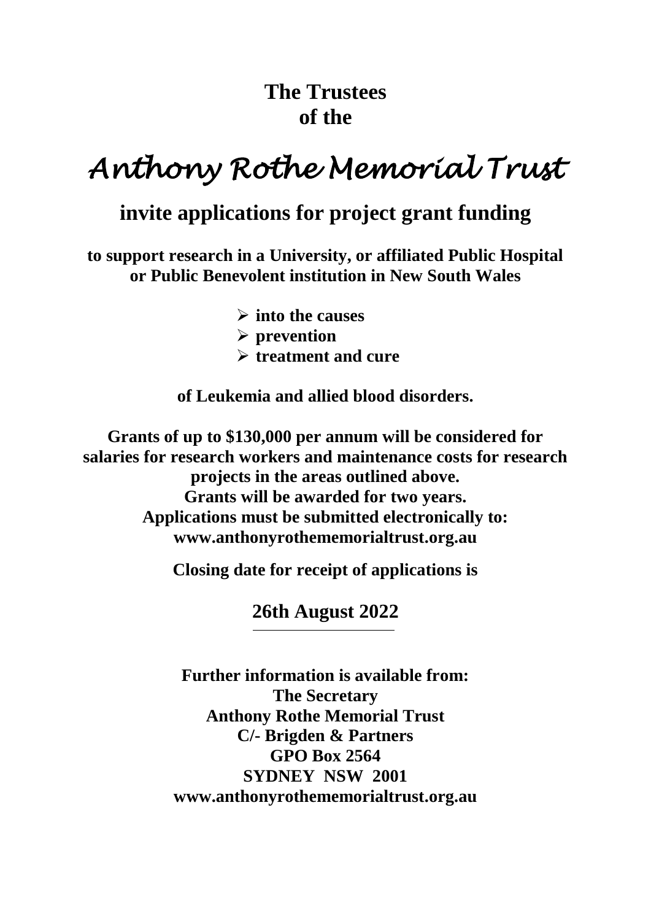**The Trustees**
**of the**

# *Anthony Rothe Memorial Trust*

## invite applications for project grant funding

**to support research in a University, or affiliated Public Hospital or Public Benevolent institution in New South Wales**

- **into the causes**
- **prevention**
- **treatment and cure**

**of Leukemia and allied blood disorders.**

**Grants of up to $130,000 per annum will be considered for salaries for research workers and maintenance costs for research projects in the areas outlined above.**
**Grants will be awarded for two years.**
**Applications must be submitted electronically to:**
**www.anthonyrothememorialtrust.org.au**

**Closing date for receipt of applications is**

**26th August 2022**

---

**Further information is available from:**
**The Secretary**
**Anthony Rothe Memorial Trust**
**C/- Brigden & Partners**
**GPO Box 2564**
**SYDNEY NSW 2001**
**www.anthonyrothememorialtrust.org.au**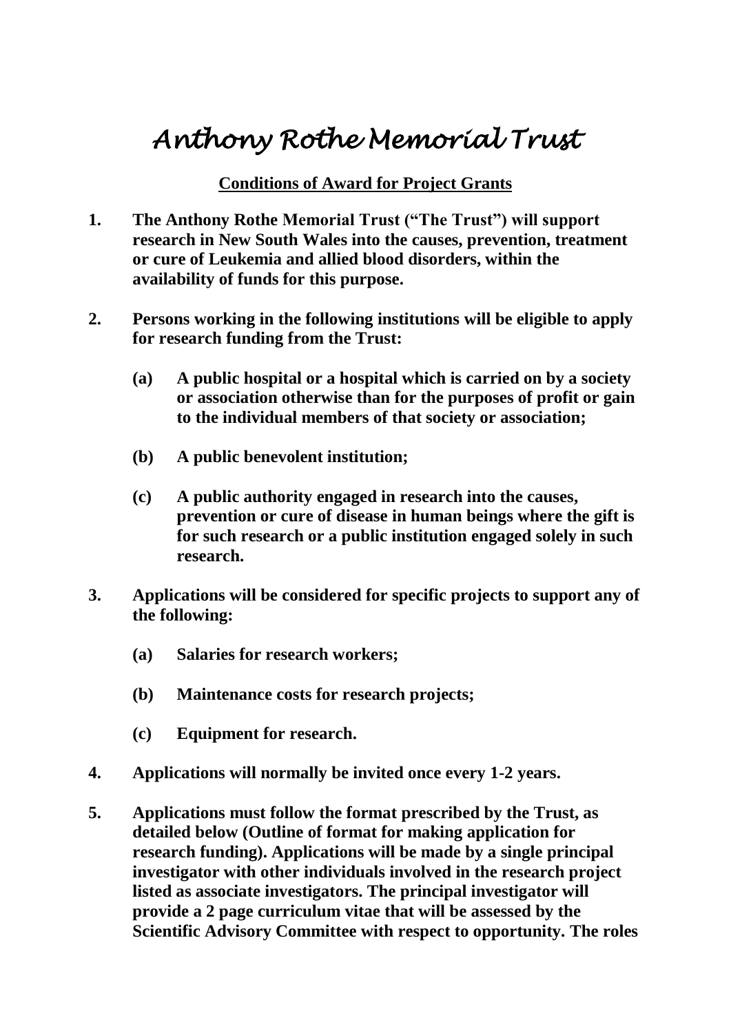# Anthony Rothe Memorial Trust

**Conditions of Award for Project Grants**

1. **The Anthony Rothe Memorial Trust ("The Trust") will support research in New South Wales into the causes, prevention, treatment or cure of Leukemia and allied blood disorders, within the availability of funds for this purpose.**

2. **Persons working in the following institutions will be eligible to apply for research funding from the Trust:**

   **(a) A public hospital or a hospital which is carried on by a society or association otherwise than for the purposes of profit or gain to the individual members of that society or association;**

   **(b) A public benevolent institution;**

   **(c) A public authority engaged in research into the causes, prevention or cure of disease in human beings where the gift is for such research or a public institution engaged solely in such research.**

3. **Applications will be considered for specific projects to support any of the following:**

   **(a) Salaries for research workers;**

   **(b) Maintenance costs for research projects;**

   **(c) Equipment for research.**

4. **Applications will normally be invited once every 1-2 years.**

5. **Applications must follow the format prescribed by the Trust, as detailed below (Outline of format for making application for research funding). Applications will be made by a single principal investigator with other individuals involved in the research project listed as associate investigators. The principal investigator will provide a 2 page curriculum vitae that will be assessed by the Scientific Advisory Committee with respect to opportunity. The roles**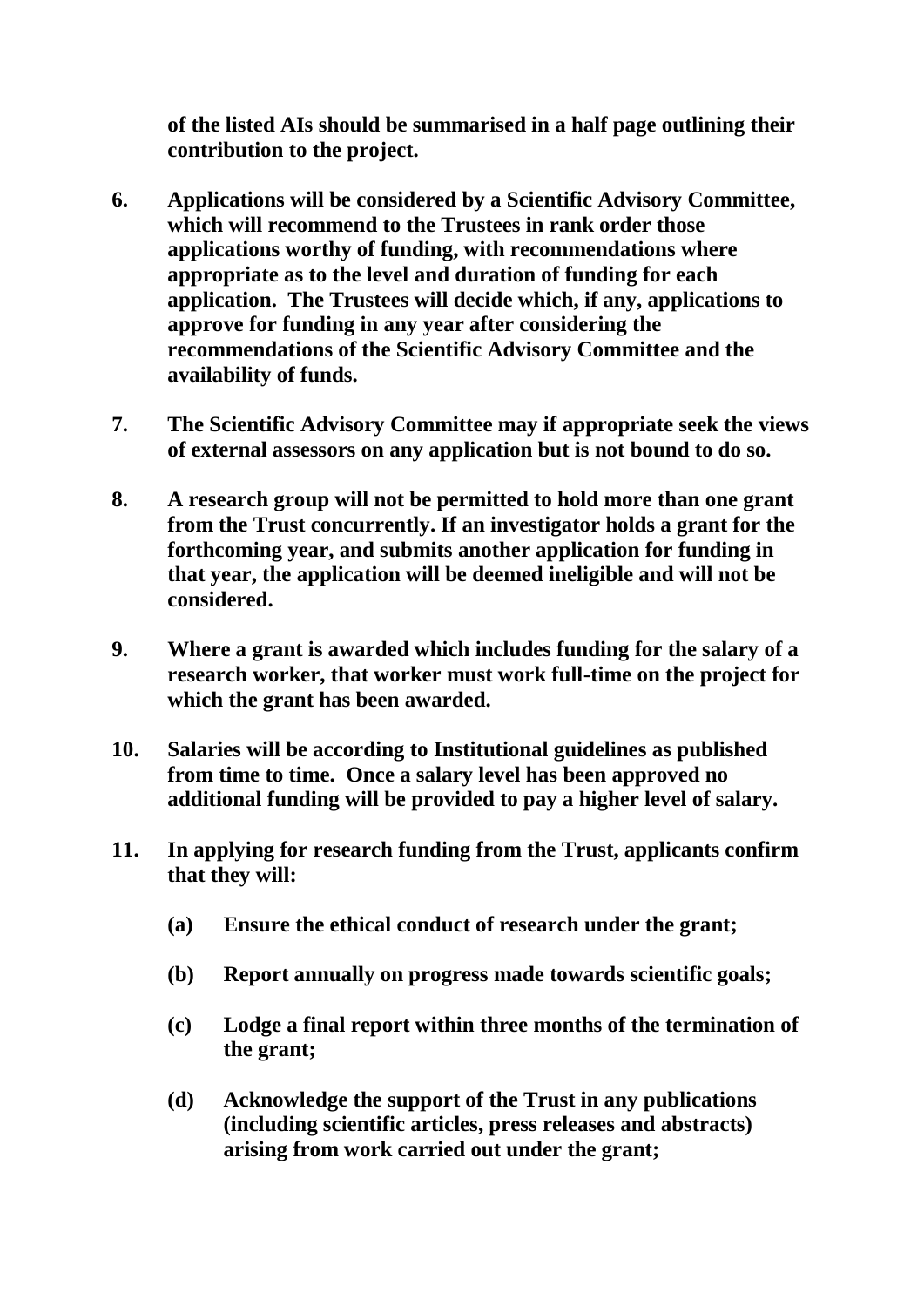**of the listed AIs should be summarised in a half page outlining their contribution to the project.**

6. **Applications will be considered by a Scientific Advisory Committee, which will recommend to the Trustees in rank order those applications worthy of funding, with recommendations where appropriate as to the level and duration of funding for each application. The Trustees will decide which, if any, applications to approve for funding in any year after considering the recommendations of the Scientific Advisory Committee and the availability of funds.**

7. **The Scientific Advisory Committee may if appropriate seek the views of external assessors on any application but is not bound to do so.**

8. **A research group will not be permitted to hold more than one grant from the Trust concurrently. If an investigator holds a grant for the forthcoming year, and submits another application for funding in that year, the application will be deemed ineligible and will not be considered.**

9. **Where a grant is awarded which includes funding for the salary of a research worker, that worker must work full-time on the project for which the grant has been awarded.**

10. **Salaries will be according to Institutional guidelines as published from time to time. Once a salary level has been approved no additional funding will be provided to pay a higher level of salary.**

11. **In applying for research funding from the Trust, applicants confirm that they will:**

    **(a) Ensure the ethical conduct of research under the grant;**

    **(b) Report annually on progress made towards scientific goals;**

    **(c) Lodge a final report within three months of the termination of the grant;**

    **(d) Acknowledge the support of the Trust in any publications (including scientific articles, press releases and abstracts) arising from work carried out under the grant;**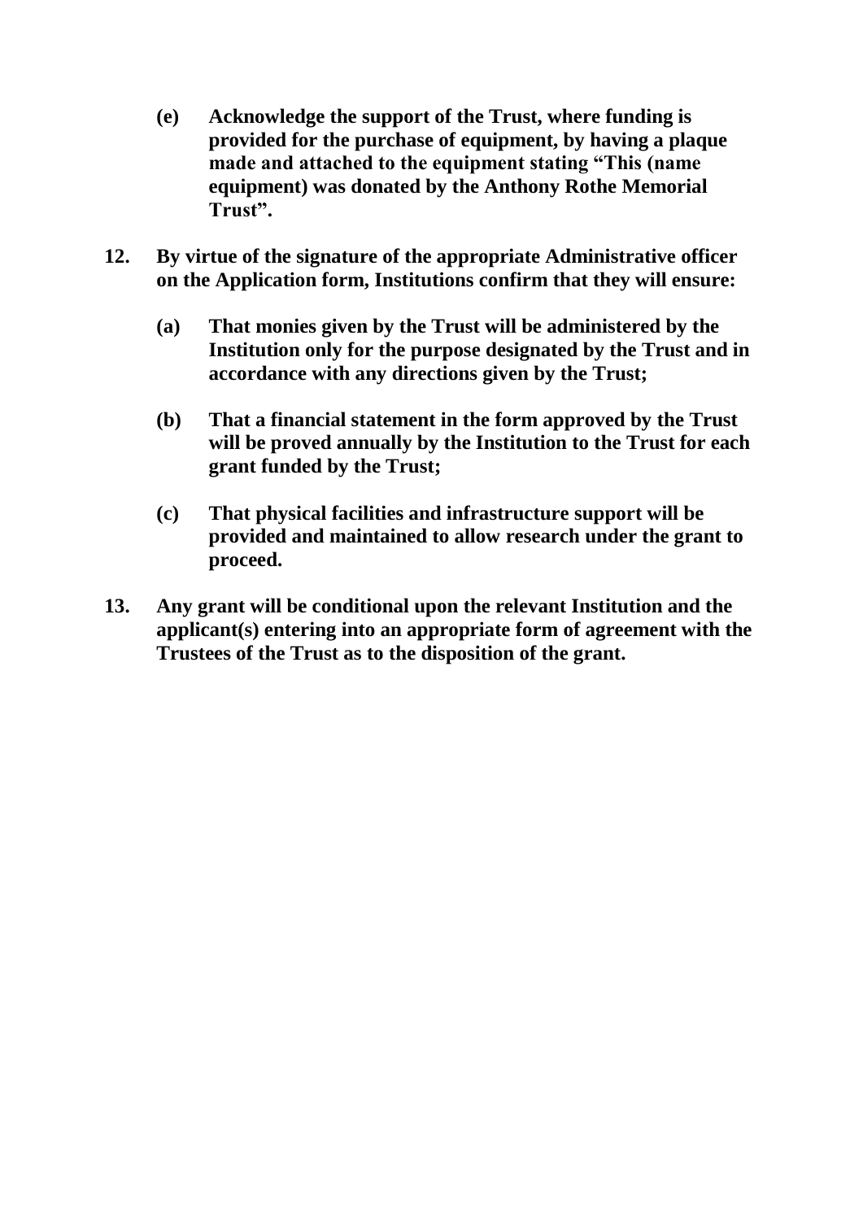**(e) Acknowledge the support of the Trust, where funding is provided for the purchase of equipment, by having a plaque made and attached to the equipment stating "This (name equipment) was donated by the Anthony Rothe Memorial Trust".**

**12. By virtue of the signature of the appropriate Administrative officer on the Application form, Institutions confirm that they will ensure:**

**(a) That monies given by the Trust will be administered by the Institution only for the purpose designated by the Trust and in accordance with any directions given by the Trust;**

**(b) That a financial statement in the form approved by the Trust will be proved annually by the Institution to the Trust for each grant funded by the Trust;**

**(c) That physical facilities and infrastructure support will be provided and maintained to allow research under the grant to proceed.**

**13. Any grant will be conditional upon the relevant Institution and the applicant(s) entering into an appropriate form of agreement with the Trustees of the Trust as to the disposition of the grant.**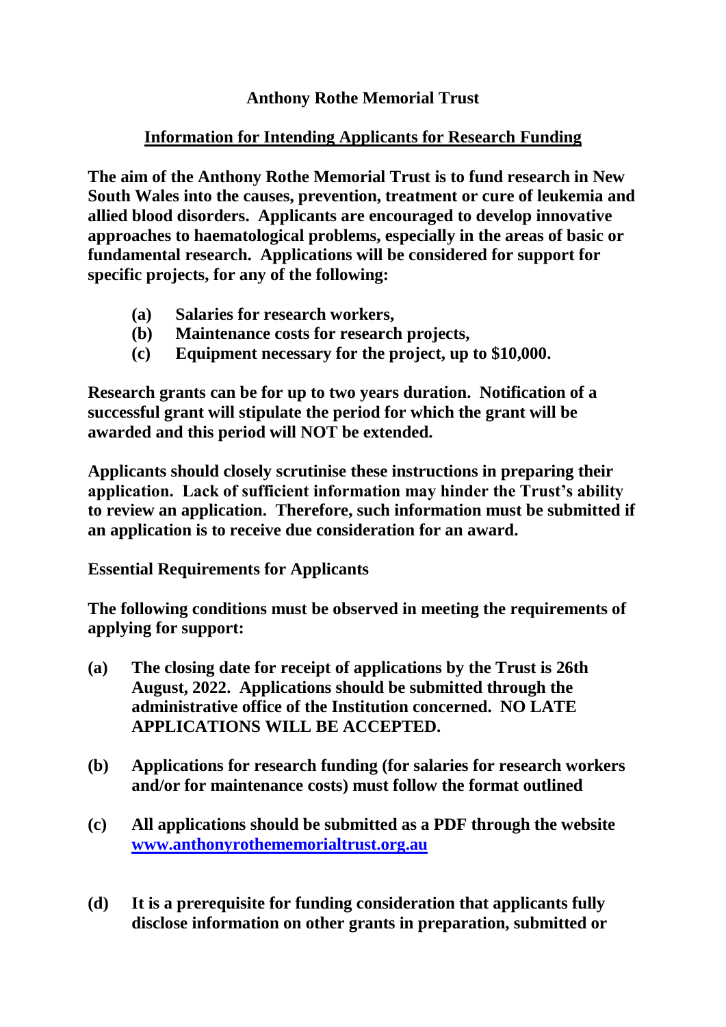# Anthony Rothe Memorial Trust

## Information for Intending Applicants for Research Funding

**The aim of the Anthony Rothe Memorial Trust is to fund research in New South Wales into the causes, prevention, treatment or cure of leukemia and allied blood disorders. Applicants are encouraged to develop innovative approaches to haematological problems, especially in the areas of basic or fundamental research. Applications will be considered for support for specific projects, for any of the following:**

- **(a) Salaries for research workers,**
- **(b) Maintenance costs for research projects,**
- **(c) Equipment necessary for the project, up to $10,000.**

**Research grants can be for up to two years duration. Notification of a successful grant will stipulate the period for which the grant will be awarded and this period will NOT be extended.**

**Applicants should closely scrutinise these instructions in preparing their application. Lack of sufficient information may hinder the Trust's ability to review an application. Therefore, such information must be submitted if an application is to receive due consideration for an award.**

**Essential Requirements for Applicants**

**The following conditions must be observed in meeting the requirements of applying for support:**

- **(a) The closing date for receipt of applications by the Trust is 26th August, 2022. Applications should be submitted through the administrative office of the Institution concerned. NO LATE APPLICATIONS WILL BE ACCEPTED.**
- **(b) Applications for research funding (for salaries for research workers and/or for maintenance costs) must follow the format outlined**
- **(c) All applications should be submitted as a PDF through the website [www.anthonyrothememorialtrust.org.au](www.anthonyrothememorialtrust.org.au)**
- **(d) It is a prerequisite for funding consideration that applicants fully disclose information on other grants in preparation, submitted or**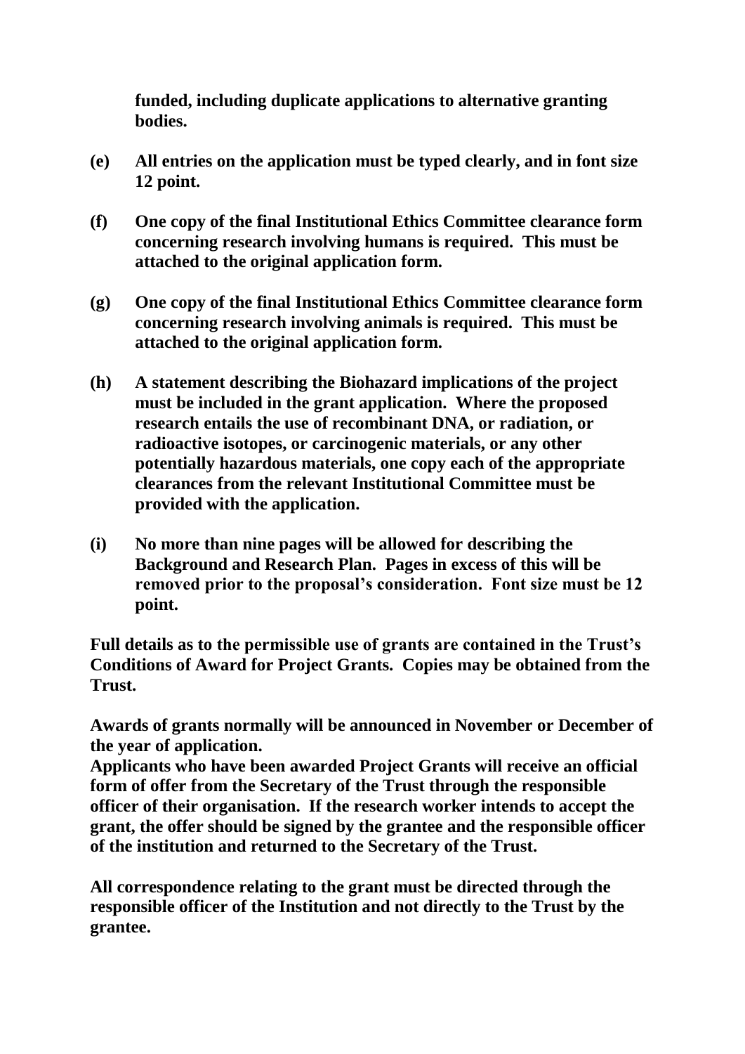**funded, including duplicate applications to alternative granting bodies.**

**(e) All entries on the application must be typed clearly, and in font size 12 point.**

**(f) One copy of the final Institutional Ethics Committee clearance form concerning research involving humans is required. This must be attached to the original application form.**

**(g) One copy of the final Institutional Ethics Committee clearance form concerning research involving animals is required. This must be attached to the original application form.**

**(h) A statement describing the Biohazard implications of the project must be included in the grant application. Where the proposed research entails the use of recombinant DNA, or radiation, or radioactive isotopes, or carcinogenic materials, or any other potentially hazardous materials, one copy each of the appropriate clearances from the relevant Institutional Committee must be provided with the application.**

**(i) No more than nine pages will be allowed for describing the Background and Research Plan. Pages in excess of this will be removed prior to the proposal's consideration. Font size must be 12 point.**

**Full details as to the permissible use of grants are contained in the Trust's Conditions of Award for Project Grants. Copies may be obtained from the Trust.**

**Awards of grants normally will be announced in November or December of the year of application.**
**Applicants who have been awarded Project Grants will receive an official form of offer from the Secretary of the Trust through the responsible officer of their organisation. If the research worker intends to accept the grant, the offer should be signed by the grantee and the responsible officer of the institution and returned to the Secretary of the Trust.**

**All correspondence relating to the grant must be directed through the responsible officer of the Institution and not directly to the Trust by the grantee.**